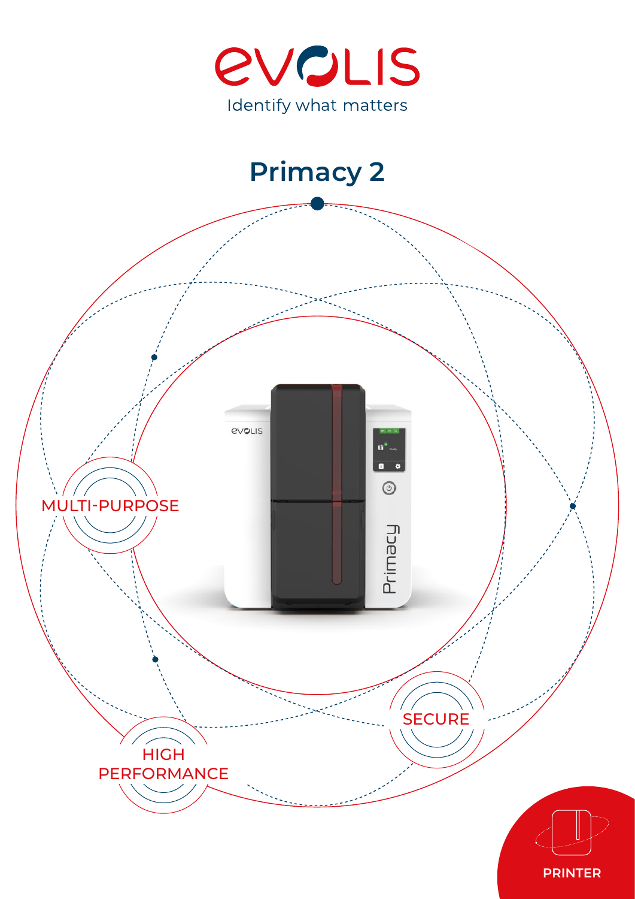EVOLIS

Identify what matters

# Primacy 2

MULTI-PURPOSE

HIGH PERFORMANCE

SECURE

PRINTER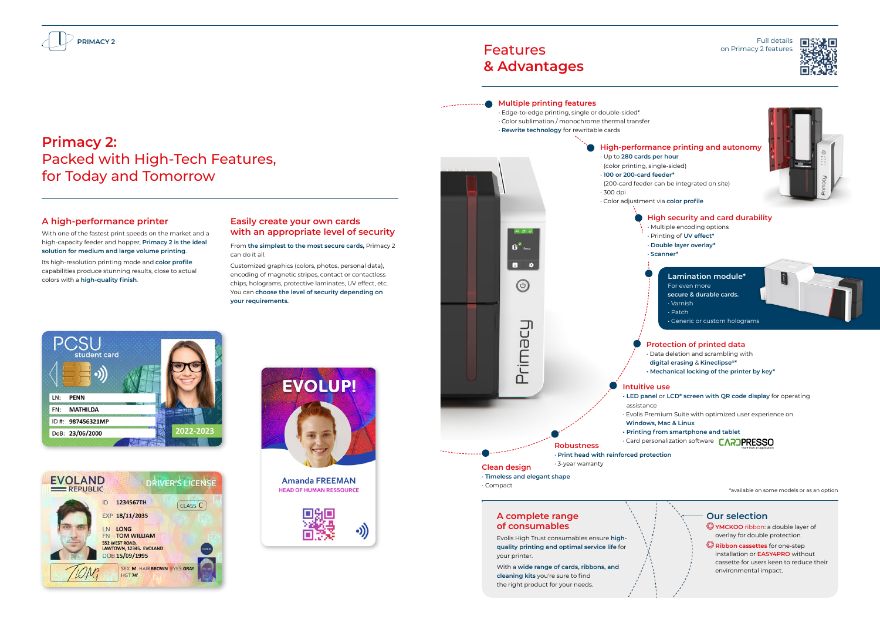# Primacy 2:
## Packed with High-Tech Features, for Today and Tomorrow

### A high-performance printer

With one of the fastest print speeds on the market and a high-capacity feeder and hopper, **Primacy 2 is the ideal solution for medium and large volume printing**.

Its high-resolution printing mode and **color profile** capabilities produce stunning results, close to actual colors with a **high-quality finish**.

### Easily create your own cards with an appropriate level of security

From **the simplest to the most secure cards,** Primacy 2 can do it all.

Customized graphics (colors, photos, personal data), encoding of magnetic stripes, contact or contactless chips, holograms, protective laminates, UV effect, etc. You can **choose the level of security depending on your requirements.**

# Features & Advantages

Full details on Primacy 2 features

### Multiple printing features
- Edge-to-edge printing, single or double-sided*
- Color sublimation / monochrome thermal transfer
- **Rewrite technology** for rewritable cards

### High-performance printing and autonomy
- Up to **280 cards per hour** (color printing, single-sided)
- **100 or 200-card feeder*** (200-card feeder can be integrated on site)
- 300 dpi
- Color adjustment via **color profile**

### High security and card durability
- Multiple encoding options
- Printing of **UV effect***
- **Double layer overlay***
- **Scanner***

### Lamination module*
For even more **secure & durable cards.**
- Varnish
- Patch
- Generic or custom holograms

### Protection of printed data
- Data deletion and scrambling with **digital erasing** & **Kineclipse®***
- **Mechanical locking of the printer by key***

### Intuitive use
- **LED panel** or **LCD* screen with QR code display** for operating assistance
- Evolis Premium Suite with optimized user experience on **Windows, Mac & Linux**
- **Printing from smartphone and tablet**
- Card personalization software CARDPRESSO

### Robustness
- **Print head with reinforced protection**
- 3-year warranty

### Clean design
- **Timeless and elegant shape**
- Compact

*available on some models or as an option

### A complete range of consumables

Evolis High Trust consumables ensure **high-quality printing and optimal service life** for your printer.

With a **wide range of cards, ribbons, and cleaning kits** you're sure to find the right product for your needs.

### Our selection
- **YMCKOO** ribbon: a double layer of overlay for double protection.
- **Ribbon cassettes** for one-step installation or **EASY4PRO** without cassette for users keen to reduce their environmental impact.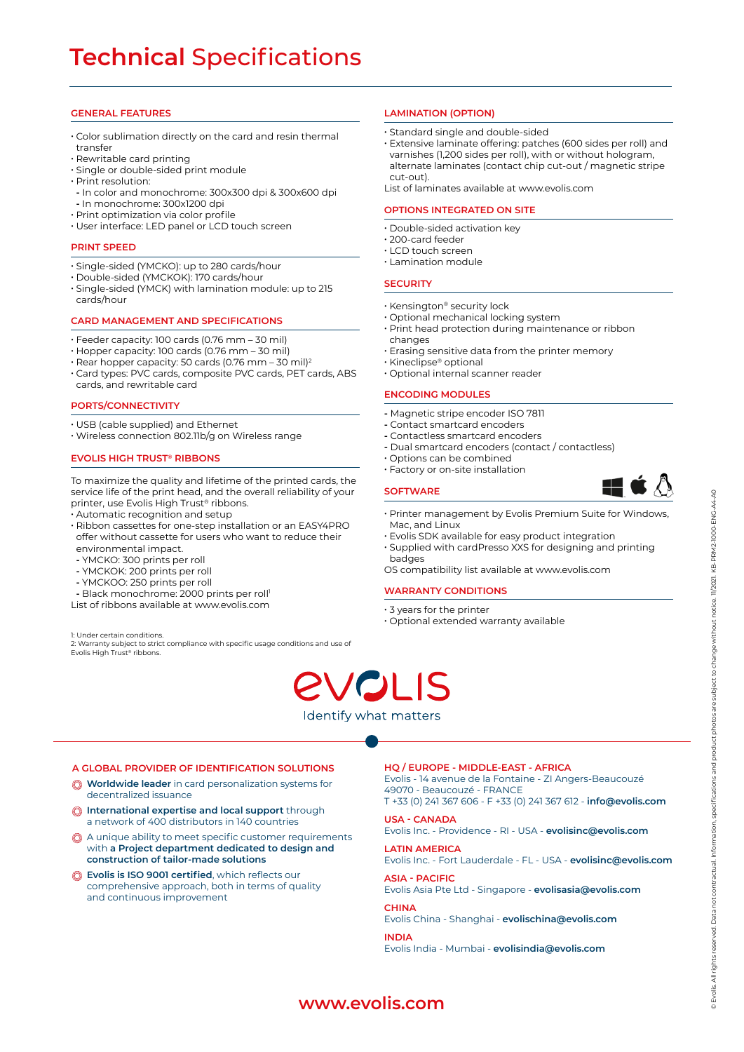# **Technical** Specifications

## GENERAL FEATURES

- Color sublimation directly on the card and resin thermal transfer
- Rewritable card printing
- Single or double-sided print module
- Print resolution:
  - In color and monochrome: 300x300 dpi & 300x600 dpi
  - In monochrome: 300x1200 dpi
- Print optimization via color profile
- User interface: LED panel or LCD touch screen

## PRINT SPEED

- Single-sided (YMCKO): up to 280 cards/hour
- Double-sided (YMCKOK): 170 cards/hour
- Single-sided (YMCK) with lamination module: up to 215 cards/hour

## CARD MANAGEMENT AND SPECIFICATIONS

- Feeder capacity: 100 cards (0.76 mm – 30 mil)
- Hopper capacity: 100 cards (0.76 mm – 30 mil)
- Rear hopper capacity: 50 cards (0.76 mm – 30 mil)[2]
- Card types: PVC cards, composite PVC cards, PET cards, ABS cards, and rewritable card

## PORTS/CONNECTIVITY

- USB (cable supplied) and Ethernet
- Wireless connection 802.11b/g on Wireless range

## EVOLIS HIGH TRUST® RIBBONS

To maximize the quality and lifetime of the printed cards, the service life of the print head, and the overall reliability of your printer, use Evolis High Trust® ribbons.

- Automatic recognition and setup
- Ribbon cassettes for one-step installation or an EASY4PRO offer without cassette for users who want to reduce their environmental impact.
  - YMCKO: 300 prints per roll
  - YMCKOK: 200 prints per roll
  - YMCKOO: 250 prints per roll
  - Black monochrome: 2000 prints per roll[1]

List of ribbons available at www.evolis.com

1: Under certain conditions.
2: Warranty subject to strict compliance with specific usage conditions and use of Evolis High Trust® ribbons.

## LAMINATION (OPTION)

- Standard single and double-sided
- Extensive laminate offering: patches (600 sides per roll) and varnishes (1,200 sides per roll), with or without hologram, alternate laminates (contact chip cut-out / magnetic stripe cut-out).

List of laminates available at www.evolis.com

## OPTIONS INTEGRATED ON SITE

- Double-sided activation key
- 200-card feeder
- LCD touch screen
- Lamination module

## SECURITY

- Kensington® security lock
- Optional mechanical locking system
- Print head protection during maintenance or ribbon changes
- Erasing sensitive data from the printer memory
- Kineclipse® optional
- Optional internal scanner reader

## ENCODING MODULES

- Magnetic stripe encoder ISO 7811
- Contact smartcard encoders
- Contactless smartcard encoders
- Dual smartcard encoders (contact / contactless)
- Options can be combined
- Factory or on-site installation

## SOFTWARE

- Printer management by Evolis Premium Suite for Windows, Mac, and Linux
- Evolis SDK available for easy product integration
- Supplied with cardPresso XXS for designing and printing badges

OS compatibility list available at www.evolis.com

## WARRANTY CONDITIONS

- 3 years for the printer
- Optional extended warranty available

evolis
Identify what matters

## A GLOBAL PROVIDER OF IDENTIFICATION SOLUTIONS

- **Worldwide leader** in card personalization systems for decentralized issuance
- **International expertise and local support** through a network of 400 distributors in 140 countries
- A unique ability to meet specific customer requirements with **a Project department dedicated to design and construction of tailor-made solutions**
- **Evolis is ISO 9001 certified**, which reflects our comprehensive approach, both in terms of quality and continuous improvement

**HQ / EUROPE - MIDDLE-EAST - AFRICA**
Evolis - 14 avenue de la Fontaine - ZI Angers-Beaucouzé
49070 - Beaucouzé - FRANCE
T +33 (0) 241 367 606 - F +33 (0) 241 367 612 - **info@evolis.com**

**USA - CANADA**
Evolis Inc. - Providence - RI - USA - **evolisinc@evolis.com**

**LATIN AMERICA**
Evolis Inc. - Fort Lauderdale - FL - USA - **evolisinc@evolis.com**

**ASIA - PACIFIC**
Evolis Asia Pte Ltd - Singapore - **evolisasia@evolis.com**

**CHINA**
Evolis China - Shanghai - **evolischina@evolis.com**

**INDIA**
Evolis India - Mumbai - **evolisindia@evolis.com**

**www.evolis.com**

© Evolis. All rights reserved. Data not contractual. Information, specifications and product photos are subject to change without notice. 11/2021. KB-PRM2-1000-ENG-A4-A0